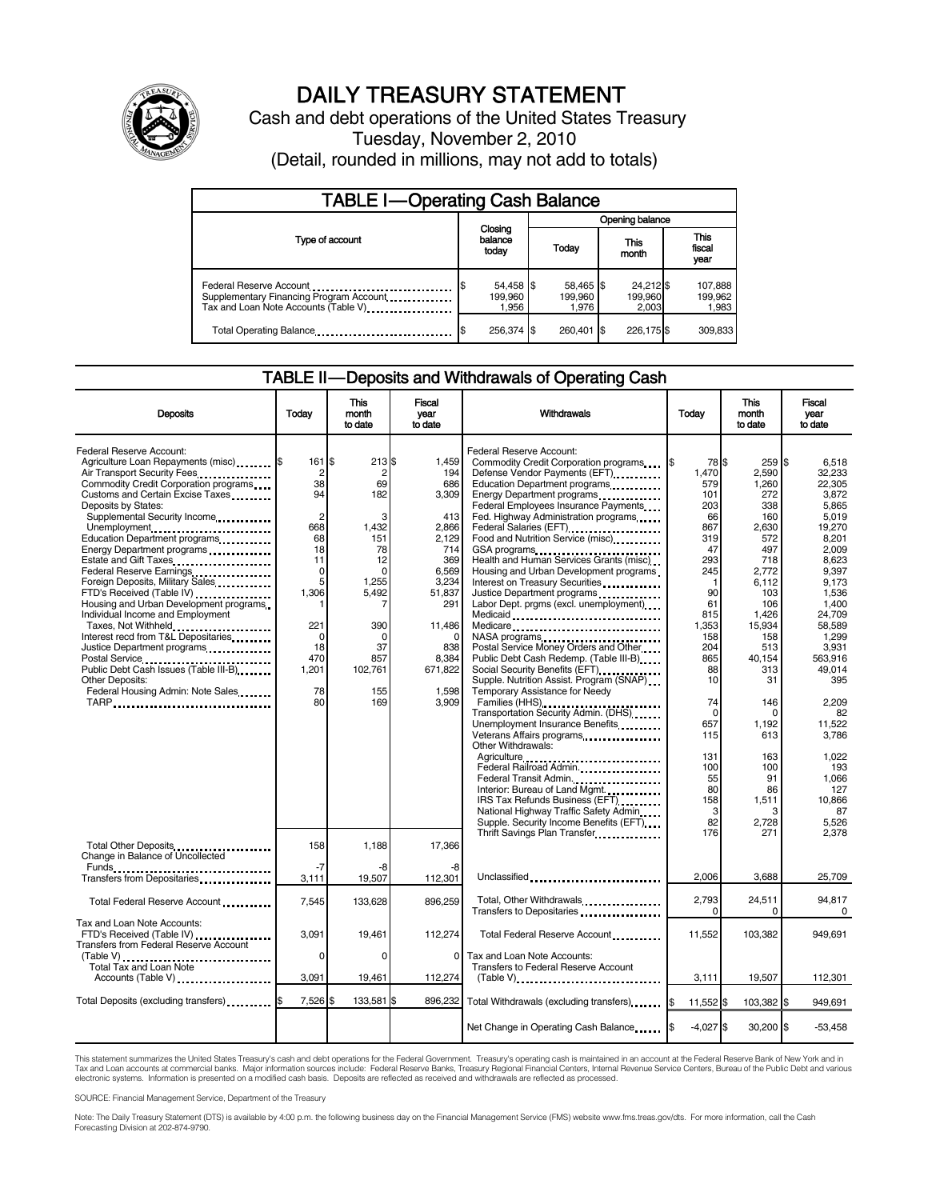# DAILY TREASURY STATEMENT

Cash and debt operations of the United States Treasury

Tuesday, November 2, 2010

(Detail, rounded in millions, may not add to totals)

## TABLE I—Operating Cash Balance

| Type of account | Closing balance today | Opening balance Today | Opening balance This month | Opening balance This fiscal year |
|---|---|---|---|---|
| Federal Reserve Account | $ 54,458 | $ 58,465 | $ 24,212 | $ 107,888 |
| Supplementary Financing Program Account | 199,960 | 199,960 | 199,960 | 199,962 |
| Tax and Loan Note Accounts (Table V) | 1,956 | 1,976 | 2,003 | 1,983 |
| Total Operating Balance | $ 256,374 | $ 260,401 | $ 226,175 | $ 309,833 |

## TABLE II—Deposits and Withdrawals of Operating Cash

| Deposits | Today | This month to date | Fiscal year to date |
|---|---|---|---|
| Federal Reserve Account: | | | |
| Agriculture Loan Repayments (misc) | $ 161 | $ 213 | $ 1,459 |
| Air Transport Security Fees | 2 | 2 | 194 |
| Commodity Credit Corporation programs | 38 | 69 | 686 |
| Customs and Certain Excise Taxes | 94 | 182 | 3,309 |
| Deposits by States: | | | |
| Supplemental Security Income | 2 | 3 | 413 |
| Unemployment | 668 | 1,432 | 2,866 |
| Education Department programs | 68 | 151 | 2,129 |
| Energy Department programs | 18 | 78 | 714 |
| Estate and Gift Taxes | 11 | 12 | 369 |
| Federal Reserve Earnings | 0 | 0 | 6,569 |
| Foreign Deposits, Military Sales | 5 | 1,255 | 3,234 |
| FTD's Received (Table IV) | 1,306 | 5,492 | 51,837 |
| Housing and Urban Development programs | 1 | 7 | 291 |
| Individual Income and Employment Taxes, Not Withheld | 221 | 390 | 11,486 |
| Interest recd from T&L Depositaries | 0 | 0 | 0 |
| Justice Department programs | 18 | 37 | 838 |
| Postal Service | 470 | 857 | 8,384 |
| Public Debt Cash Issues (Table III-B) | 1,201 | 102,761 | 671,822 |
| Other Deposits: | | | |
| Federal Housing Admin: Note Sales | 78 | 155 | 1,598 |
| TARP | 80 | 169 | 3,909 |
| Total Other Deposits | 158 | 1,188 | 17,366 |
| Change in Balance of Uncollected Funds | -7 | -8 | -8 |
| Transfers from Depositaries | 3,111 | 19,507 | 112,301 |
| Total Federal Reserve Account | 7,545 | 133,628 | 896,259 |
| Tax and Loan Note Accounts: | | | |
| FTD's Received (Table IV) | 3,091 | 19,461 | 112,274 |
| Transfers from Federal Reserve Account (Table V) | 0 | 0 | 0 |
| Total Tax and Loan Note Accounts (Table V) | 3,091 | 19,461 | 112,274 |
| Total Deposits (excluding transfers) | $ 7,526 | $ 133,581 | $ 896,232 |

| Withdrawals | Today | This month to date | Fiscal year to date |
|---|---|---|---|
| Federal Reserve Account: | | | |
| Commodity Credit Corporation programs | $ 78 | $ 259 | $ 6,518 |
| Defense Vendor Payments (EFT) | 1,470 | 2,590 | 32,233 |
| Education Department programs | 579 | 1,260 | 22,305 |
| Energy Department programs | 101 | 272 | 3,872 |
| Federal Employees Insurance Payments | 203 | 338 | 5,865 |
| Fed. Highway Administration programs | 66 | 160 | 5,019 |
| Federal Salaries (EFT) | 867 | 2,630 | 19,270 |
| Food and Nutrition Service (misc) | 319 | 572 | 8,201 |
| GSA programs | 47 | 497 | 2,009 |
| Health and Human Services Grants (misc) | 293 | 718 | 8,623 |
| Housing and Urban Development programs | 245 | 2,772 | 9,397 |
| Interest on Treasury Securities | 1 | 6,112 | 9,173 |
| Justice Department programs | 90 | 103 | 1,536 |
| Labor Dept. prgms (excl. unemployment) | 61 | 106 | 1,400 |
| Medicaid | 815 | 1,426 | 24,709 |
| Medicare | 1,353 | 15,934 | 58,589 |
| NASA programs | 158 | 158 | 1,299 |
| Postal Service Money Orders and Other | 204 | 513 | 3,931 |
| Public Debt Cash Redemp. (Table III-B) | 865 | 40,154 | 563,916 |
| Social Security Benefits (EFT) | 88 | 313 | 49,014 |
| Supple. Nutrition Assist. Program (SNAP) | 10 | 31 | 395 |
| Temporary Assistance for Needy Families (HHS) | 74 | 146 | 2,209 |
| Transportation Security Admin. (DHS) | 0 | 0 | 82 |
| Unemployment Insurance Benefits | 657 | 1,192 | 11,522 |
| Veterans Affairs programs | 115 | 613 | 3,786 |
| Other Withdrawals: | | | |
| Agriculture | 131 | 163 | 1,022 |
| Federal Railroad Admin. | 100 | 100 | 193 |
| Federal Transit Admin. | 55 | 91 | 1,066 |
| Interior: Bureau of Land Mgmt. | 80 | 86 | 127 |
| IRS Tax Refunds Business (EFT) | 158 | 1,511 | 10,866 |
| National Highway Traffic Safety Admin | 3 | 3 | 87 |
| Supple. Security Income Benefits (EFT) | 82 | 2,728 | 5,526 |
| Thrift Savings Plan Transfer | 176 | 271 | 2,378 |
| Unclassified | 2,006 | 3,688 | 25,709 |
| Total, Other Withdrawals | 2,793 | 24,511 | 94,817 |
| Transfers to Depositaries | 0 | 0 | 0 |
| Total Federal Reserve Account | 11,552 | 103,382 | 949,691 |
| Tax and Loan Note Accounts: | | | |
| Transfers to Federal Reserve Account (Table V) | 3,111 | 19,507 | 112,301 |
| Total Withdrawals (excluding transfers) | $ 11,552 | $ 103,382 | $ 949,691 |
| Net Change in Operating Cash Balance | $ -4,027 | $ 30,200 | $ -53,458 |

This statement summarizes the United States Treasury's cash and debt operations for the Federal Government. Treasury's operating cash is maintained in an account at the Federal Reserve Bank of New York and in Tax and Loan accounts at commercial banks. Major information sources include: Federal Reserve Banks, Treasury Regional Financial Centers, Internal Revenue Service Centers, Bureau of the Public Debt and various electronic systems. Information is presented on a modified cash basis. Deposits are reflected as received and withdrawals are reflected as processed.

SOURCE: Financial Management Service, Department of the Treasury

Note: The Daily Treasury Statement (DTS) is available by 4:00 p.m. the following business day on the Financial Management Service (FMS) website www.fms.treas.gov/dts. For more information, call the Cash Forecasting Division at 202-874-9790.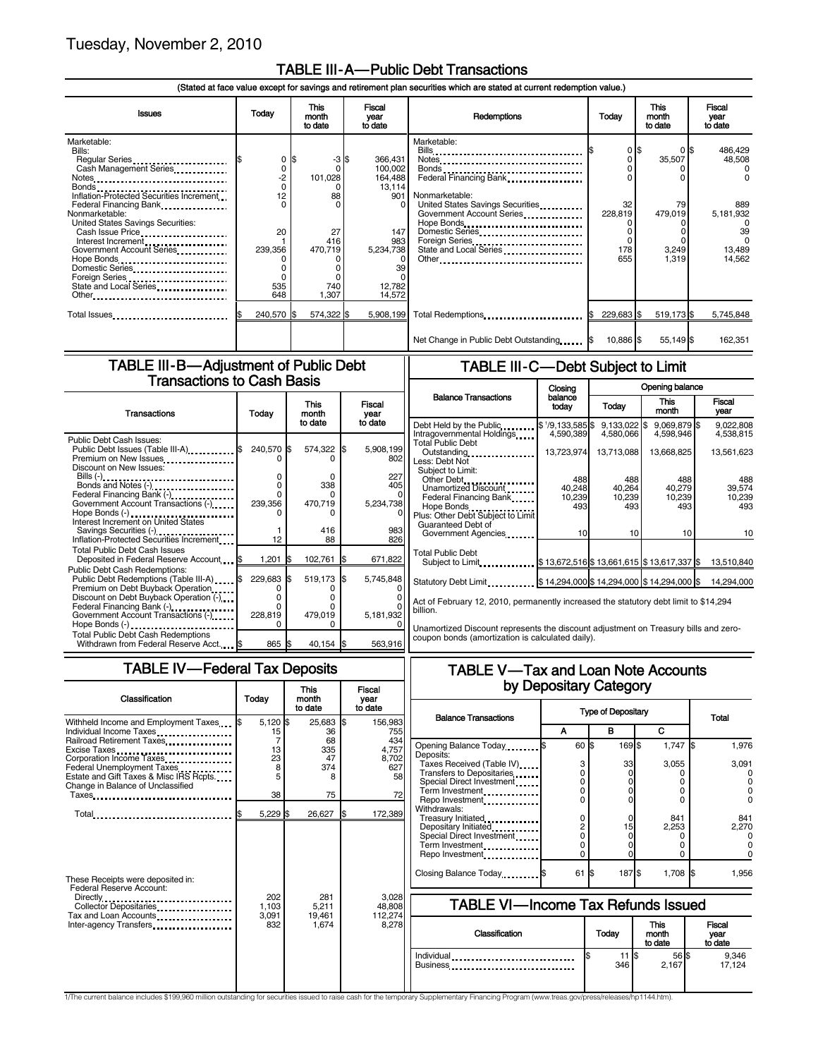Tuesday, November 2, 2010

## TABLE III-A—Public Debt Transactions

(Stated at face value except for savings and retirement plan securities which are stated at current redemption value.)

| Issues | Today | This month to date | Fiscal year to date |
|---|---|---|---|
| Marketable: | | | |
| Bills: | | | |
| Regular Series | $ 0 | $ -3 | $ 366,431 |
| Cash Management Series | 0 | 0 | 100,002 |
| Notes | -2 | 101,028 | 164,488 |
| Bonds | 0 | 0 | 13,114 |
| Inflation-Protected Securities Increment | 12 | 88 | 901 |
| Federal Financing Bank | 0 | 0 | 0 |
| Nonmarketable: | | | |
| United States Savings Securities: | | | |
| Cash Issue Price | 20 | 27 | 147 |
| Interest Increment | 1 | 416 | 983 |
| Government Account Series | 239,356 | 470,719 | 5,234,738 |
| Hope Bonds | 0 | 0 | 0 |
| Domestic Series | 0 | 0 | 39 |
| Foreign Series | 0 | 0 | 0 |
| State and Local Series | 535 | 740 | 12,782 |
| Other | 648 | 1,307 | 14,572 |
| Total Issues | $ 240,570 | $ 574,322 | $ 5,908,199 |

| Redemptions | Today | This month to date | Fiscal year to date |
|---|---|---|---|
| Marketable: | | | |
| Bills | $ 0 | $ 0 | $ 486,429 |
| Notes | 0 | 35,507 | 48,508 |
| Bonds | 0 | 0 | 0 |
| Federal Financing Bank | 0 | 0 | 0 |
| Nonmarketable: | | | |
| United States Savings Securities | 32 | 79 | 889 |
| Government Account Series | 228,819 | 479,019 | 5,181,932 |
| Hope Bonds | 0 | 0 | 0 |
| Domestic Series | 0 | 0 | 39 |
| Foreign Series | 0 | 0 | 0 |
| State and Local Series | 178 | 3,249 | 13,489 |
| Other | 655 | 1,319 | 14,562 |
| Total Redemptions | $ 229,683 | $ 519,173 | $ 5,745,848 |
| Net Change in Public Debt Outstanding | $ 10,886 | $ 55,149 | $ 162,351 |

## TABLE III-B—Adjustment of Public Debt Transactions to Cash Basis

| Transactions | Today | This month to date | Fiscal year to date |
|---|---|---|---|
| Public Debt Cash Issues: | | | |
| Public Debt Issues (Table III-A) | $ 240,570 | $ 574,322 | $ 5,908,199 |
| Premium on New Issues | 0 | 0 | 802 |
| Discount on New Issues: | | | |
| Bills (-) | 0 | 0 | 227 |
| Bonds and Notes (-) | 0 | 338 | 405 |
| Federal Financing Bank (-) | 0 | 0 | 0 |
| Government Account Transactions (-) | 239,356 | 470,719 | 5,234,738 |
| Hope Bonds (-) | 0 | 0 | 0 |
| Interest Increment on United States Savings Securities (-) | 1 | 416 | 983 |
| Inflation-Protected Securities Increment | 12 | 88 | 826 |
| Total Public Debt Cash Issues Deposited in Federal Reserve Account | $ 1,201 | $ 102,761 | $ 671,822 |
| Public Debt Cash Redemptions: | | | |
| Public Debt Redemptions (Table III-A) | $ 229,683 | $ 519,173 | $ 5,745,848 |
| Premium on Debt Buyback Operation | 0 | 0 | 0 |
| Discount on Debt Buyback Operation (-) | 0 | 0 | 0 |
| Federal Financing Bank (-) | 0 | 0 | 0 |
| Government Account Transactions (-) | 228,819 | 479,019 | 5,181,932 |
| Hope Bonds (-) | 0 | 0 | 0 |
| Total Public Debt Cash Redemptions Withdrawn from Federal Reserve Acct. | $ 865 | $ 40,154 | $ 563,916 |

## TABLE III-C—Debt Subject to Limit

| Balance Transactions | Closing balance today | Opening balance | | |
|---|---|---|---|---|
| | | Today | This month | Fiscal year |
| Debt Held by the Public | $ [1]9,133,585 | $ 9,133,022 | $ 9,069,879 | $ 9,022,808 |
| Intragovernmental Holdings | 4,590,389 | 4,580,066 | 4,598,946 | 4,538,815 |
| Total Public Debt Outstanding | 13,723,974 | 13,713,088 | 13,668,825 | 13,561,623 |
| Less: Debt Not Subject to Limit: | | | | |
| Other Debt | 488 | 488 | 488 | 488 |
| Unamortized Discount | 40,248 | 40,264 | 40,279 | 39,574 |
| Federal Financing Bank | 10,239 | 10,239 | 10,239 | 10,239 |
| Hope Bonds | 493 | 493 | 493 | 493 |
| Plus: Other Debt Subject to Limit | | | | |
| Guaranteed Debt of Government Agencies | 10 | 10 | 10 | 10 |
| Total Public Debt Subject to Limit | $ 13,672,516 | $ 13,661,615 | $ 13,617,337 | $ 13,510,840 |
| Statutory Debt Limit | $ 14,294,000 | $ 14,294,000 | $ 14,294,000 | $ 14,294,000 |

Act of February 12, 2010, permanently increased the statutory debt limit to $14,294 billion.

Unamortized Discount represents the discount adjustment on Treasury bills and zero-coupon bonds (amortization is calculated daily).

## TABLE IV—Federal Tax Deposits

| Classification | Today | This month to date | Fiscal year to date |
|---|---|---|---|
| Withheld Income and Employment Taxes | $ 5,120 | $ 25,683 | $ 156,983 |
| Individual Income Taxes | 15 | 36 | 755 |
| Railroad Retirement Taxes | 7 | 68 | 434 |
| Excise Taxes | 13 | 335 | 4,757 |
| Corporation Income Taxes | 23 | 47 | 8,702 |
| Federal Unemployment Taxes | 8 | 374 | 627 |
| Estate and Gift Taxes & Misc IRS Rcpts. | 5 | 8 | 58 |
| Change in Balance of Unclassified Taxes | 38 | 75 | 72 |
| Total | $ 5,229 | $ 26,627 | $ 172,389 |
| These Receipts were deposited in: | | | |
| Federal Reserve Account: | | | |
| Directly | 202 | 281 | 3,028 |
| Collector Depositaries | 1,103 | 5,211 | 48,808 |
| Tax and Loan Accounts | 3,091 | 19,461 | 112,274 |
| Inter-agency Transfers | 832 | 1,674 | 8,278 |

## TABLE V—Tax and Loan Note Accounts by Depositary Category

| Balance Transactions | Type of Depositary | | | Total |
|---|---|---|---|---|
| | A | B | C | |
| Opening Balance Today | $ 60 | $ 169 | $ 1,747 | $ 1,976 |
| Deposits: | | | | |
| Taxes Received (Table IV) | 3 | 33 | 3,055 | 3,091 |
| Transfers to Depositaries | 0 | 0 | 0 | 0 |
| Special Direct Investment | 0 | 0 | 0 | 0 |
| Term Investment | 0 | 0 | 0 | 0 |
| Repo Investment | 0 | 0 | 0 | 0 |
| Withdrawals: | | | | |
| Treasury Initiated | 0 | 0 | 841 | 841 |
| Depositary Initiated | 2 | 15 | 2,253 | 2,270 |
| Special Direct Investment | 0 | 0 | 0 | 0 |
| Term Investment | 0 | 0 | 0 | 0 |
| Repo Investment | 0 | 0 | 0 | 0 |
| Closing Balance Today | $ 61 | $ 187 | $ 1,708 | $ 1,956 |

## TABLE VI—Income Tax Refunds Issued

| Classification | Today | This month to date | Fiscal year to date |
|---|---|---|---|
| Individual | $ 11 | $ 56 | $ 9,346 |
| Business | 346 | 2,167 | 17,124 |

1/The current balance includes $199,960 million outstanding for securities issued to raise cash for the temporary Supplementary Financing Program (www.treas.gov/press/releases/hp1144.htm).